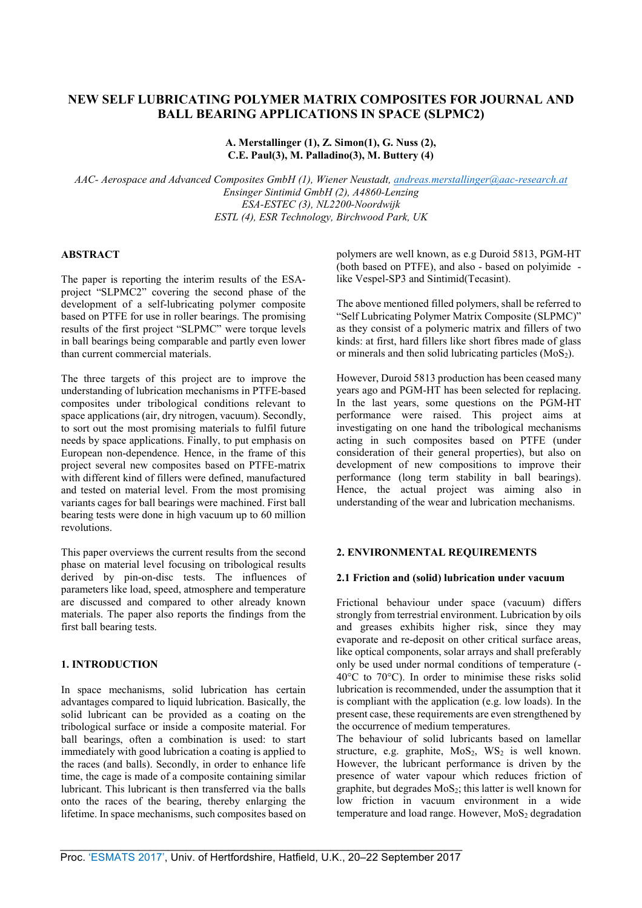# NEW SELF LUBRICATING POLYMER MATRIX COMPOSITES FOR JOURNAL AND BALL BEARING APPLICATIONS IN SPACE (SLPMC2)

**A. Merstallinger (1), Z. Simon(1), G. Nuss (2), C.E. Paul(3), M. Palladino(3), M. Buttery (4)**

*AAC- Aerospace and Advanced Composites GmbH (1), Wiener Neustadt, andreas.merstallinger@aac-research.at*
*Ensinger Sintimid GmbH (2), A4860-Lenzing*
*ESA-ESTEC (3), NL2200-Noordwijk*
*ESTL (4), ESR Technology, Birchwood Park, UK*

## ABSTRACT

The paper is reporting the interim results of the ESA-project "SLPMC2" covering the second phase of the development of a self-lubricating polymer composite based on PTFE for use in roller bearings. The promising results of the first project "SLPMC" were torque levels in ball bearings being comparable and partly even lower than current commercial materials.

The three targets of this project are to improve the understanding of lubrication mechanisms in PTFE-based composites under tribological conditions relevant to space applications (air, dry nitrogen, vacuum). Secondly, to sort out the most promising materials to fulfil future needs by space applications. Finally, to put emphasis on European non-dependence. Hence, in the frame of this project several new composites based on PTFE-matrix with different kind of fillers were defined, manufactured and tested on material level. From the most promising variants cages for ball bearings were machined. First ball bearing tests were done in high vacuum up to 60 million revolutions.

This paper overviews the current results from the second phase on material level focusing on tribological results derived by pin-on-disc tests. The influences of parameters like load, speed, atmosphere and temperature are discussed and compared to other already known materials. The paper also reports the findings from the first ball bearing tests.

## 1. INTRODUCTION

In space mechanisms, solid lubrication has certain advantages compared to liquid lubrication. Basically, the solid lubricant can be provided as a coating on the tribological surface or inside a composite material. For ball bearings, often a combination is used: to start immediately with good lubrication a coating is applied to the races (and balls). Secondly, in order to enhance life time, the cage is made of a composite containing similar lubricant. This lubricant is then transferred via the balls onto the races of the bearing, thereby enlarging the lifetime. In space mechanisms, such composites based on polymers are well known, as e.g Duroid 5813, PGM-HT (both based on PTFE), and also - based on polyimide - like Vespel-SP3 and Sintimid(Tecasint).

The above mentioned filled polymers, shall be referred to "Self Lubricating Polymer Matrix Composite (SLPMC)" as they consist of a polymeric matrix and fillers of two kinds: at first, hard fillers like short fibres made of glass or minerals and then solid lubricating particles ($MoS_2$).

However, Duroid 5813 production has been ceased many years ago and PGM-HT has been selected for replacing. In the last years, some questions on the PGM-HT performance were raised. This project aims at investigating on one hand the tribological mechanisms acting in such composites based on PTFE (under consideration of their general properties), but also on development of new compositions to improve their performance (long term stability in ball bearings). Hence, the actual project was aiming also in understanding of the wear and lubrication mechanisms.

## 2. ENVIRONMENTAL REQUIREMENTS

### 2.1 Friction and (solid) lubrication under vacuum

Frictional behaviour under space (vacuum) differs strongly from terrestrial environment. Lubrication by oils and greases exhibits higher risk, since they may evaporate and re-deposit on other critical surface areas, like optical components, solar arrays and shall preferably only be used under normal conditions of temperature (-40°C to 70°C). In order to minimise these risks solid lubrication is recommended, under the assumption that it is compliant with the application (e.g. low loads). In the present case, these requirements are even strengthened by the occurrence of medium temperatures.

The behaviour of solid lubricants based on lamellar structure, e.g. graphite, $MoS_2$, $WS_2$ is well known. However, the lubricant performance is driven by the presence of water vapour which reduces friction of graphite, but degrades $MoS_2$; this latter is well known for low friction in vacuum environment in a wide temperature and load range. However, $MoS_2$ degradation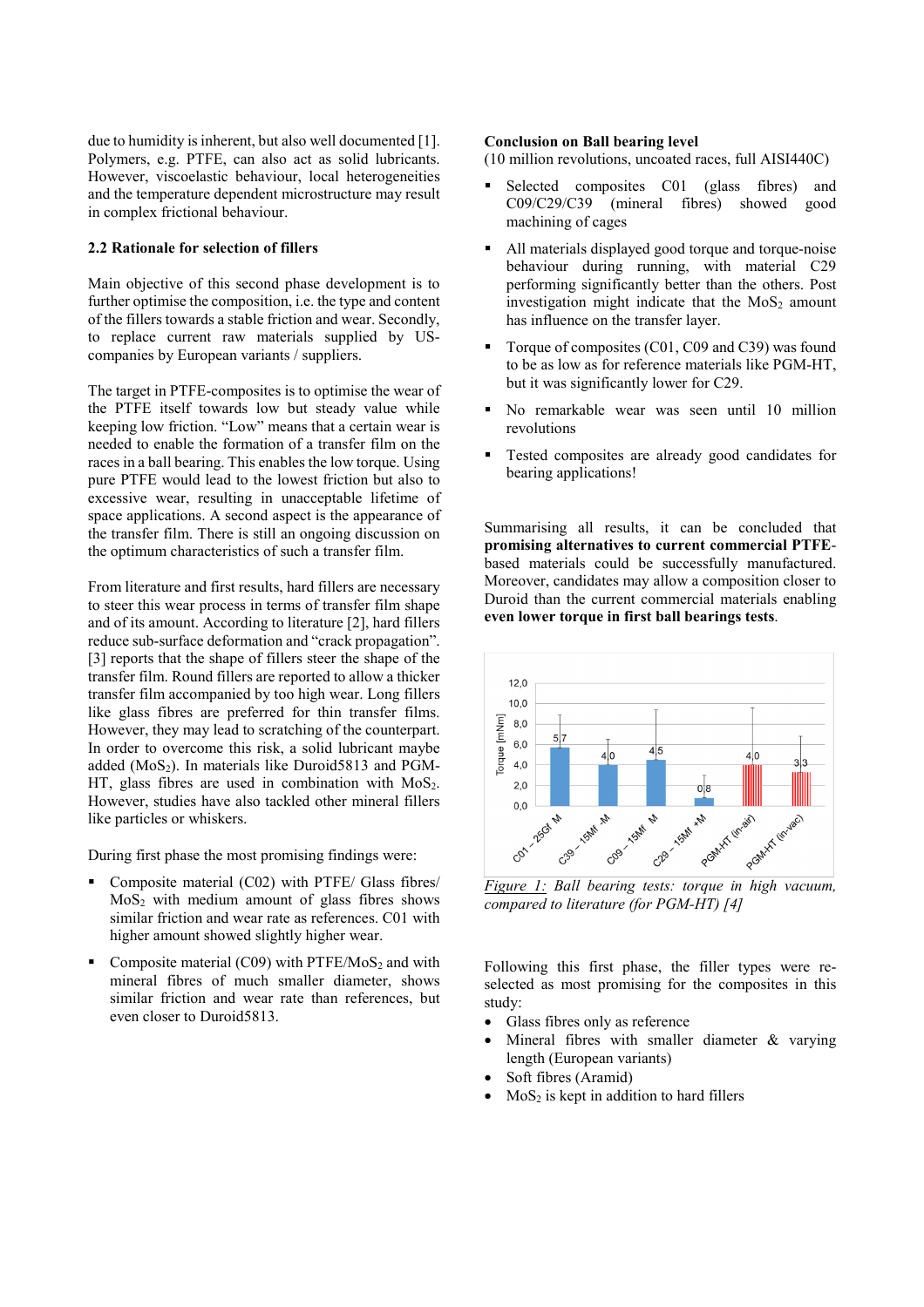due to humidity is inherent, but also well documented [1]. Polymers, e.g. PTFE, can also act as solid lubricants. However, viscoelastic behaviour, local heterogeneities and the temperature dependent microstructure may result in complex frictional behaviour.

### 2.2 Rationale for selection of fillers

Main objective of this second phase development is to further optimise the composition, i.e. the type and content of the fillers towards a stable friction and wear. Secondly, to replace current raw materials supplied by US-companies by European variants / suppliers.

The target in PTFE-composites is to optimise the wear of the PTFE itself towards low but steady value while keeping low friction. "Low" means that a certain wear is needed to enable the formation of a transfer film on the races in a ball bearing. This enables the low torque. Using pure PTFE would lead to the lowest friction but also to excessive wear, resulting in unacceptable lifetime of space applications. A second aspect is the appearance of the transfer film. There is still an ongoing discussion on the optimum characteristics of such a transfer film.

From literature and first results, hard fillers are necessary to steer this wear process in terms of transfer film shape and of its amount. According to literature [2], hard fillers reduce sub-surface deformation and "crack propagation". [3] reports that the shape of fillers steer the shape of the transfer film. Round fillers are reported to allow a thicker transfer film accompanied by too high wear. Long fillers like glass fibres are preferred for thin transfer films. However, they may lead to scratching of the counterpart. In order to overcome this risk, a solid lubricant maybe added ($MoS_2$). In materials like Duroid5813 and PGM-HT, glass fibres are used in combination with $MoS_2$. However, studies have also tackled other mineral fillers like particles or whiskers.

During first phase the most promising findings were:

- Composite material (C02) with PTFE/ Glass fibres/ $MoS_2$ with medium amount of glass fibres shows similar friction and wear rate as references. C01 with higher amount showed slightly higher wear.
- Composite material (C09) with PTFE/$MoS_2$ and with mineral fibres of much smaller diameter, shows similar friction and wear rate than references, but even closer to Duroid5813.

**Conclusion on Ball bearing level**
(10 million revolutions, uncoated races, full AISI440C)

- Selected composites C01 (glass fibres) and C09/C29/C39 (mineral fibres) showed good machining of cages
- All materials displayed good torque and torque-noise behaviour during running, with material C29 performing significantly better than the others. Post investigation might indicate that the $MoS_2$ amount has influence on the transfer layer.
- Torque of composites (C01, C09 and C39) was found to be as low as for reference materials like PGM-HT, but it was significantly lower for C29.
- No remarkable wear was seen until 10 million revolutions
- Tested composites are already good candidates for bearing applications!

Summarising all results, it can be concluded that **promising alternatives to current commercial PTFE**-based materials could be successfully manufactured. Moreover, candidates may allow a composition closer to Duroid than the current commercial materials enabling **even lower torque in first ball bearings tests**.

| | C01 – 25Gf M | C39 – 15Mf -M | C09 – 15Mf M | C29 – 15Mf +M | PGM-HT (in-air) | PGM-HT (in-vac) |
|---|---|---|---|---|---|---|
| Torque [mNm] | 5,7 | 4,0 | 4,5 | 0,8 | 4,0 | 3,3 |

*Figure 1: Ball bearing tests: torque in high vacuum, compared to literature (for PGM-HT) [4]*

Following this first phase, the filler types were re-selected as most promising for the composites in this study:

- Glass fibres only as reference
- Mineral fibres with smaller diameter & varying length (European variants)
- Soft fibres (Aramid)
- $MoS_2$ is kept in addition to hard fillers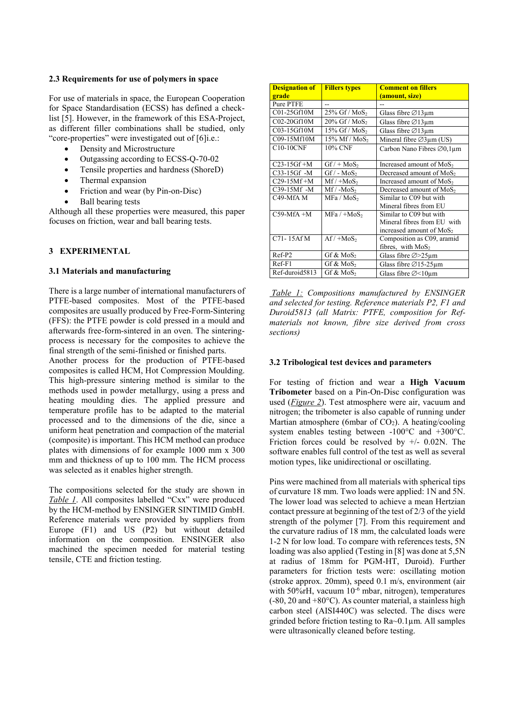### 2.3 Requirements for use of polymers in space

For use of materials in space, the European Cooperation for Space Standardisation (ECSS) has defined a check-list [5]. However, in the framework of this ESA-Project, as different filler combinations shall be studied, only "core-properties" were investigated out of [6]i.e.:

- Density and Microstructure
- Outgassing according to ECSS-Q-70-02
- Tensile properties and hardness (ShoreD)
- Thermal expansion
- Friction and wear (by Pin-on-Disc)
- Ball bearing tests

Although all these properties were measured, this paper focuses on friction, wear and ball bearing tests.

## 3 EXPERIMENTAL

### 3.1 Materials and manufacturing

There is a large number of international manufacturers of PTFE-based composites. Most of the PTFE-based composites are usually produced by Free-Form-Sintering (FFS): the PTFE powder is cold pressed in a mould and afterwards free-form-sintered in an oven. The sintering-process is necessary for the composites to achieve the final strength of the semi-finished or finished parts.
Another process for the production of PTFE-based composites is called HCM, Hot Compression Moulding. This high-pressure sintering method is similar to the methods used in powder metallurgy, using a press and heating moulding dies. The applied pressure and temperature profile has to be adapted to the material processed and to the dimensions of the die, since a uniform heat penetration and compaction of the material (composite) is important. This HCM method can produce plates with dimensions of for example 1000 mm x 300 mm and thickness of up to 100 mm. The HCM process was selected as it enables higher strength.

The compositions selected for the study are shown in *Table 1*. All composites labelled "Cxx" were produced by the HCM-method by ENSINGER SINTIMID GmbH. Reference materials were provided by suppliers from Europe (F1) and US (P2) but without detailed information on the composition. ENSINGER also machined the specimen needed for material testing tensile, CTE and friction testing.

| Designation of grade | Fillers types | Comment on fillers (amount, size) |
|---|---|---|
| Pure PTFE | -- | -- |
| C01-25Gf10M | 25% Gf / $MoS_2$ | Glass fibre ∅13µm |
| C02-20Gf10M | 20% Gf / $MoS_2$ | Glass fibre ∅13µm |
| C03-15Gf10M | 15% Gf / $MoS_2$ | Glass fibre ∅13µm |
| C09-15Mf10M | 15% Mf / $MoS_2$ | Mineral fibre ∅3µm (US) |
| C10-10CNF | 10% CNF | Carbon Nano Fibres ∅0,1µm |
| C23-15Gf +M | Gf / + $MoS_2$ | Increased amount of $MoS_2$ |
| C33-15Gf -M | Gf / - $MoS_2$ | Decreased amount of $MoS_2$ |
| C29-15Mf +M | Mf / +$MoS_2$ | Increased amount of $MoS_2$ |
| C39-15Mf -M | Mf / -$MoS_2$ | Decreased amount of $MoS_2$ |
| C49-MfA M | MFa / $MoS_2$ | Similar to C09 but with Mineral fibres from EU |
| C59-MfA +M | MFa / +$MoS_2$ | Similar to C09 but with Mineral fibres from EU with increased amount of $MoS_2$ |
| C71- 15Af M | Af / +$MoS_2$ | Composition as C09, aramid fibres, with $MoS_2$ |
| Ref-P2 | Gf & $MoS_2$ | Glass fibre ∅>25µm |
| Ref-F1 | Gf & $MoS_2$ | Glass fibre ∅15-25µm |
| Ref-duroid5813 | Gf & $MoS_2$ | Glass fibre ∅<10µm |

*Table 1: Compositions manufactured by ENSINGER and selected for testing. Reference materials P2, F1 and Duroid5813 (all Matrix: PTFE, composition for Ref-materials not known, fibre size derived from cross sections)*

### 3.2 Tribological test devices and parameters

For testing of friction and wear a **High Vacuum Tribometer** based on a Pin-On-Disc configuration was used (*Figure 2*). Test atmosphere were air, vacuum and nitrogen; the tribometer is also capable of running under Martian atmosphere (6mbar of $CO_2$). A heating/cooling system enables testing between -100°C and +300°C. Friction forces could be resolved by +/- 0.02N. The software enables full control of the test as well as several motion types, like unidirectional or oscillating.

Pins were machined from all materials with spherical tips of curvature 18 mm. Two loads were applied: 1N and 5N. The lower load was selected to achieve a mean Hertzian contact pressure at beginning of the test of 2/3 of the yield strength of the polymer [7]. From this requirement and the curvature radius of 18 mm, the calculated loads were 1-2 N for low load. To compare with references tests, 5N loading was also applied (Testing in [8] was done at 5,5N at radius of 18mm for PGM-HT, Duroid). Further parameters for friction tests were: oscillating motion (stroke approx. 20mm), speed 0.1 m/s, environment (air with 50%rH, vacuum $10^{-6}$ mbar, nitrogen), temperatures (-80, 20 and +80°C). As counter material, a stainless high carbon steel (AISI440C) was selected. The discs were grinded before friction testing to Ra~0.1µm. All samples were ultrasonically cleaned before testing.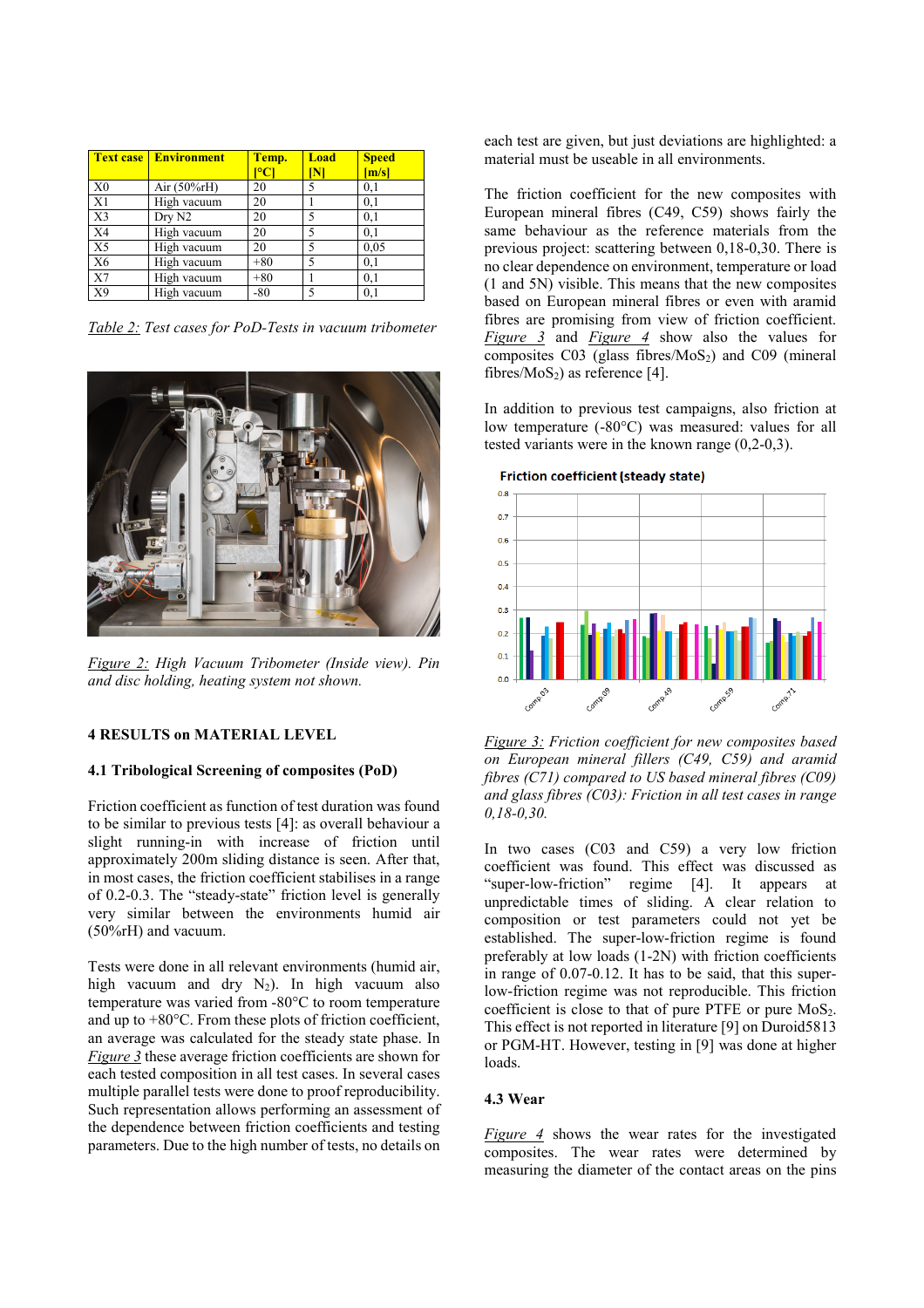| Text case | Environment | Temp. [°C] | Load [N] | Speed [m/s] |
|---|---|---|---|---|
| X0 | Air (50%rH) | 20 | 5 | 0,1 |
| X1 | High vacuum | 20 | 1 | 0,1 |
| X3 | Dry N2 | 20 | 5 | 0,1 |
| X4 | High vacuum | 20 | 5 | 0,1 |
| X5 | High vacuum | 20 | 5 | 0,05 |
| X6 | High vacuum | +80 | 5 | 0,1 |
| X7 | High vacuum | +80 | 1 | 0,1 |
| X9 | High vacuum | -80 | 5 | 0,1 |

*Table 2: Test cases for PoD-Tests in vacuum tribometer*

*Figure 2: High Vacuum Tribometer (Inside view). Pin and disc holding, heating system not shown.*

## 4 RESULTS on MATERIAL LEVEL

### 4.1 Tribological Screening of composites (PoD)

Friction coefficient as function of test duration was found to be similar to previous tests [4]: as overall behaviour a slight running-in with increase of friction until approximately 200m sliding distance is seen. After that, in most cases, the friction coefficient stabilises in a range of 0.2-0.3. The "steady-state" friction level is generally very similar between the environments humid air (50%rH) and vacuum.

Tests were done in all relevant environments (humid air, high vacuum and dry $N_2$). In high vacuum also temperature was varied from -80°C to room temperature and up to +80°C. From these plots of friction coefficient, an average was calculated for the steady state phase. In *Figure 3* these average friction coefficients are shown for each tested composition in all test cases. In several cases multiple parallel tests were done to proof reproducibility. Such representation allows performing an assessment of the dependence between friction coefficients and testing parameters. Due to the high number of tests, no details on each test are given, but just deviations are highlighted: a material must be useable in all environments.

The friction coefficient for the new composites with European mineral fibres (C49, C59) shows fairly the same behaviour as the reference materials from the previous project: scattering between 0,18-0,30. There is no clear dependence on environment, temperature or load (1 and 5N) visible. This means that the new composites based on European mineral fibres or even with aramid fibres are promising from view of friction coefficient. *Figure 3* and *Figure 4* show also the values for composites C03 (glass fibres/$MoS_2$) and C09 (mineral fibres/$MoS_2$) as reference [4].

In addition to previous test campaigns, also friction at low temperature (-80°C) was measured: values for all tested variants were in the known range (0,2-0,3).

*Figure 3: Friction coefficient for new composites based on European mineral fillers (C49, C59) and aramid fibres (C71) compared to US based mineral fibres (C09) and glass fibres (C03): Friction in all test cases in range 0,18-0,30.*

In two cases (C03 and C59) a very low friction coefficient was found. This effect was discussed as "super-low-friction" regime [4]. It appears at unpredictable times of sliding. A clear relation to composition or test parameters could not yet be established. The super-low-friction regime is found preferably at low loads (1-2N) with friction coefficients in range of 0.07-0.12. It has to be said, that this super-low-friction regime was not reproducible. This friction coefficient is close to that of pure PTFE or pure $MoS_2$. This effect is not reported in literature [9] on Duroid5813 or PGM-HT. However, testing in [9] was done at higher loads.

### 4.3 Wear

*Figure 4* shows the wear rates for the investigated composites. The wear rates were determined by measuring the diameter of the contact areas on the pins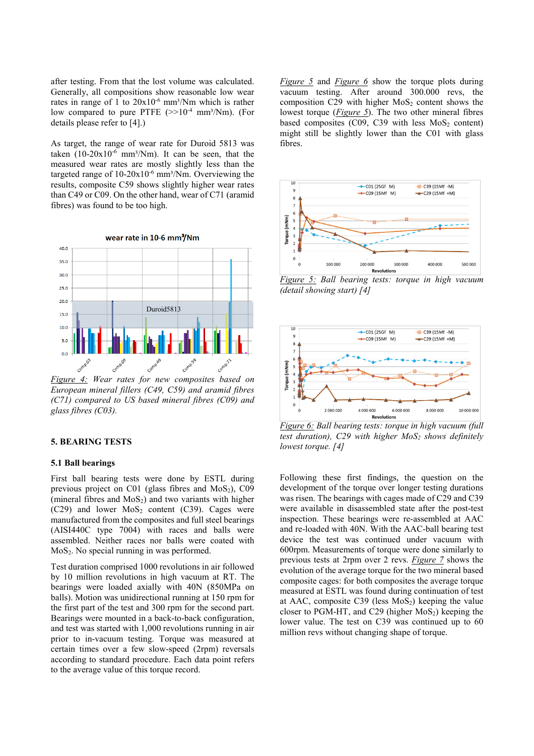after testing. From that the lost volume was calculated. Generally, all compositions show reasonable low wear rates in range of 1 to 20x10$^{-6}$ mm³/Nm which is rather low compared to pure PTFE (>>10$^{-4}$ mm³/Nm). (For details please refer to [4].)

As target, the range of wear rate for Duroid 5813 was taken (10-20x10$^{-6}$ mm³/Nm). It can be seen, that the measured wear rates are mostly slightly less than the targeted range of 10-20x10$^{-6}$ mm³/Nm. Overviewing the results, composite C59 shows slightly higher wear rates than C49 or C09. On the other hand, wear of C71 (aramid fibres) was found to be too high.

*Figure 4: Wear rates for new composites based on European mineral fillers (C49, C59) and aramid fibres (C71) compared to US based mineral fibres (C09) and glass fibres (C03).*

## 5. BEARING TESTS

### 5.1 Ball bearings

First ball bearing tests were done by ESTL during previous project on C01 (glass fibres and $MoS_2$), C09 (mineral fibres and $MoS_2$) and two variants with higher (C29) and lower $MoS_2$ content (C39). Cages were manufactured from the composites and full steel bearings (AISI440C type 7004) with races and balls were assembled. Neither races nor balls were coated with $MoS_2$. No special running in was performed.

Test duration comprised 1000 revolutions in air followed by 10 million revolutions in high vacuum at RT. The bearings were loaded axially with 40N (850MPa on balls). Motion was unidirectional running at 150 rpm for the first part of the test and 300 rpm for the second part. Bearings were mounted in a back-to-back configuration, and test was started with 1,000 revolutions running in air prior to in-vacuum testing. Torque was measured at certain times over a few slow-speed (2rpm) reversals according to standard procedure. Each data point refers to the average value of this torque record.

*Figure 5* and *Figure 6* show the torque plots during vacuum testing. After around 300.000 revs, the composition C29 with higher $MoS_2$ content shows the lowest torque (*Figure 5*). The two other mineral fibres based composites (C09, C39 with less $MoS_2$ content) might still be slightly lower than the C01 with glass fibres.

*Figure 5: Ball bearing tests: torque in high vacuum (detail showing start) [4]*

*Figure 6: Ball bearing tests: torque in high vacuum (full test duration), C29 with higher $MoS_2$ shows definitely lowest torque. [4]*

Following these first findings, the question on the development of the torque over longer testing durations was risen. The bearings with cages made of C29 and C39 were available in disassembled state after the post-test inspection. These bearings were re-assembled at AAC and re-loaded with 40N. With the AAC-ball bearing test device the test was continued under vacuum with 600rpm. Measurements of torque were done similarly to previous tests at 2rpm over 2 revs. *Figure 7* shows the evolution of the average torque for the two mineral based composite cages: for both composites the average torque measured at ESTL was found during continuation of test at AAC, composite C39 (less $MoS_2$) keeping the value closer to PGM-HT, and C29 (higher $MoS_2$) keeping the lower value. The test on C39 was continued up to 60 million revs without changing shape of torque.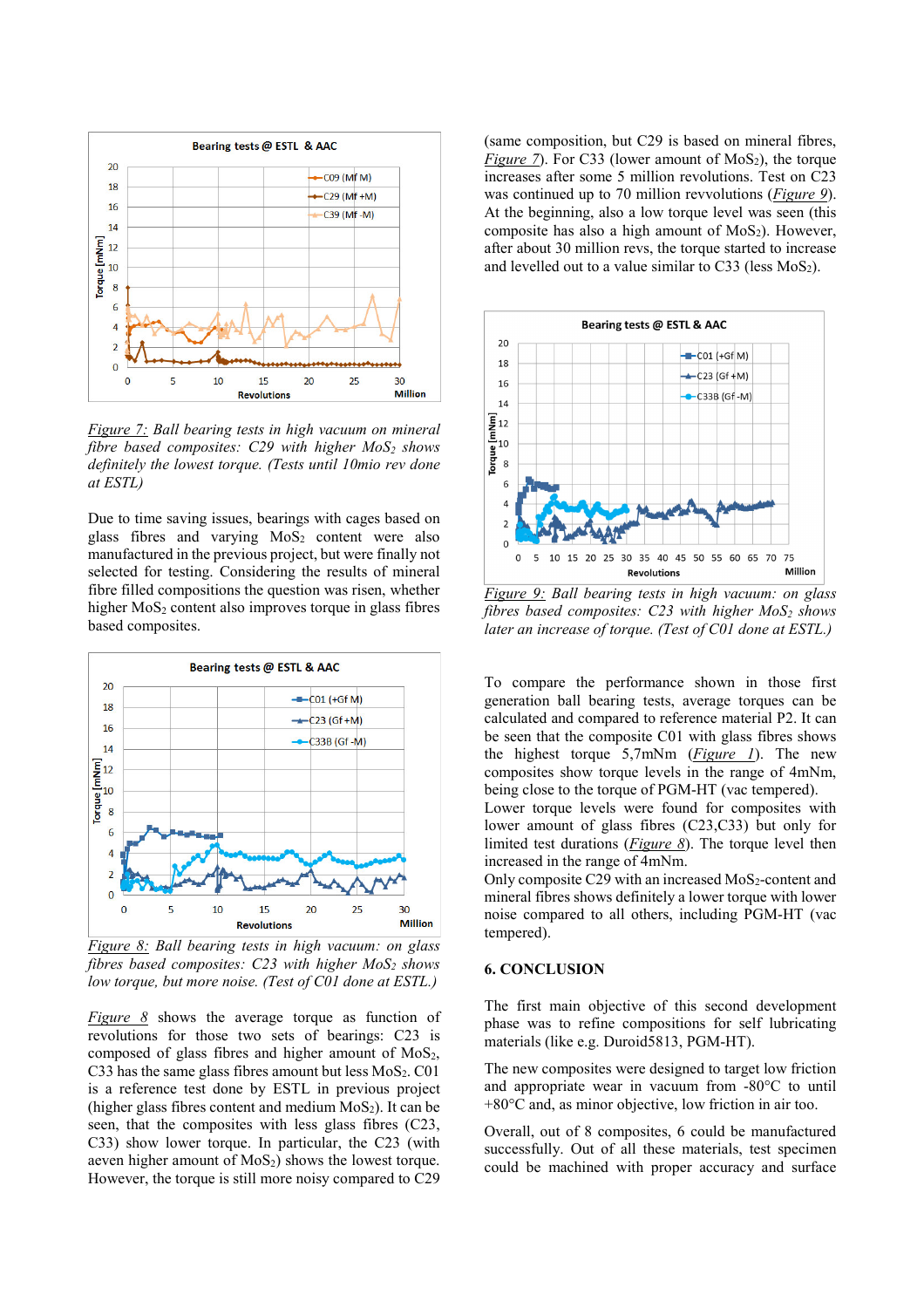*Figure 7: Ball bearing tests in high vacuum on mineral fibre based composites: C29 with higher $MoS_2$ shows definitely the lowest torque. (Tests until 10mio rev done at ESTL)*

Due to time saving issues, bearings with cages based on glass fibres and varying $MoS_2$ content were also manufactured in the previous project, but were finally not selected for testing. Considering the results of mineral fibre filled compositions the question was risen, whether higher $MoS_2$ content also improves torque in glass fibres based composites.

*Figure 8: Ball bearing tests in high vacuum: on glass fibres based composites: C23 with higher $MoS_2$ shows low torque, but more noise. (Test of C01 done at ESTL.)*

Figure 8 shows the average torque as function of revolutions for those two sets of bearings: C23 is composed of glass fibres and higher amount of $MoS_2$, C33 has the same glass fibres amount but less $MoS_2$. C01 is a reference test done by ESTL in previous project (higher glass fibres content and medium $MoS_2$). It can be seen, that the composites with less glass fibres (C23, C33) show lower torque. In particular, the C23 (with aeven higher amount of $MoS_2$) shows the lowest torque. However, the torque is still more noisy compared to C29 (same composition, but C29 is based on mineral fibres, Figure 7). For C33 (lower amount of $MoS_2$), the torque increases after some 5 million revolutions. Test on C23 was continued up to 70 million revvolutions (Figure 9). At the beginning, also a low torque level was seen (this composite has also a high amount of $MoS_2$). However, after about 30 million revs, the torque started to increase and levelled out to a value similar to C33 (less $MoS_2$).

*Figure 9: Ball bearing tests in high vacuum: on glass fibres based composites: C23 with higher $MoS_2$ shows later an increase of torque. (Test of C01 done at ESTL.)*

To compare the performance shown in those first generation ball bearing tests, average torques can be calculated and compared to reference material P2. It can be seen that the composite C01 with glass fibres shows the highest torque 5,7mNm (Figure 1). The new composites show torque levels in the range of 4mNm, being close to the torque of PGM-HT (vac tempered). Lower torque levels were found for composites with lower amount of glass fibres (C23,C33) but only for limited test durations (Figure 8). The torque level then increased in the range of 4mNm.

Only composite C29 with an increased $MoS_2$-content and mineral fibres shows definitely a lower torque with lower noise compared to all others, including PGM-HT (vac tempered).

## 6. CONCLUSION

The first main objective of this second development phase was to refine compositions for self lubricating materials (like e.g. Duroid5813, PGM-HT).

The new composites were designed to target low friction and appropriate wear in vacuum from -80°C to until +80°C and, as minor objective, low friction in air too.

Overall, out of 8 composites, 6 could be manufactured successfully. Out of all these materials, test specimen could be machined with proper accuracy and surface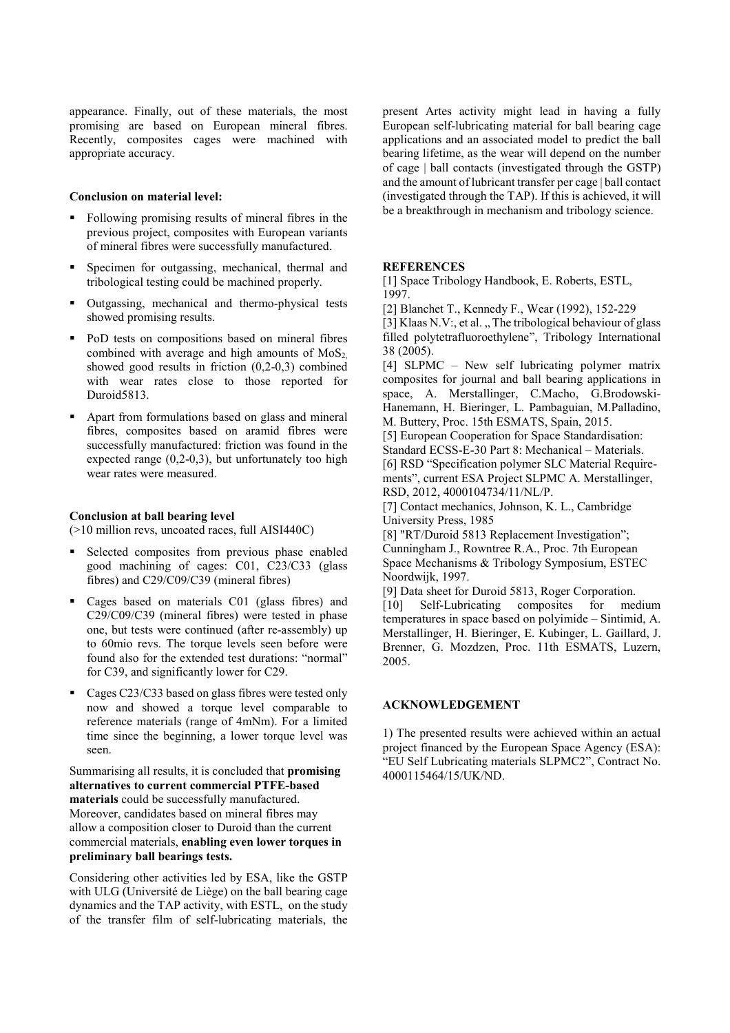appearance. Finally, out of these materials, the most promising are based on European mineral fibres. Recently, composites cages were machined with appropriate accuracy.

**Conclusion on material level:**

- Following promising results of mineral fibres in the previous project, composites with European variants of mineral fibres were successfully manufactured.
- Specimen for outgassing, mechanical, thermal and tribological testing could be machined properly.
- Outgassing, mechanical and thermo-physical tests showed promising results.
- PoD tests on compositions based on mineral fibres combined with average and high amounts of $MoS_2$, showed good results in friction (0,2-0,3) combined with wear rates close to those reported for Duroid5813.
- Apart from formulations based on glass and mineral fibres, composites based on aramid fibres were successfully manufactured: friction was found in the expected range (0,2-0,3), but unfortunately too high wear rates were measured.

**Conclusion at ball bearing level**

(>10 million revs, uncoated races, full AISI440C)

- Selected composites from previous phase enabled good machining of cages: C01, C23/C33 (glass fibres) and C29/C09/C39 (mineral fibres)
- Cages based on materials C01 (glass fibres) and C29/C09/C39 (mineral fibres) were tested in phase one, but tests were continued (after re-assembly) up to 60mio revs. The torque levels seen before were found also for the extended test durations: "normal" for C39, and significantly lower for C29.
- Cages C23/C33 based on glass fibres were tested only now and showed a torque level comparable to reference materials (range of 4mNm). For a limited time since the beginning, a lower torque level was seen.

Summarising all results, it is concluded that **promising alternatives to current commercial PTFE-based materials** could be successfully manufactured. Moreover, candidates based on mineral fibres may allow a composition closer to Duroid than the current commercial materials, **enabling even lower torques in preliminary ball bearings tests.**

Considering other activities led by ESA, like the GSTP with ULG (Université de Liège) on the ball bearing cage dynamics and the TAP activity, with ESTL, on the study of the transfer film of self-lubricating materials, the present Artes activity might lead in having a fully European self-lubricating material for ball bearing cage applications and an associated model to predict the ball bearing lifetime, as the wear will depend on the number of cage | ball contacts (investigated through the GSTP) and the amount of lubricant transfer per cage | ball contact (investigated through the TAP). If this is achieved, it will be a breakthrough in mechanism and tribology science.

**REFERENCES**

[1] Space Tribology Handbook, E. Roberts, ESTL, 1997.

[2] Blanchet T., Kennedy F., Wear (1992), 152-229

[3] Klaas N.V:, et al. „ The tribological behaviour of glass filled polytetrafluoroethylene", Tribology International 38 (2005).

[4] SLPMC – New self lubricating polymer matrix composites for journal and ball bearing applications in space, A. Merstallinger, C.Macho, G.Brodowski-Hanemann, H. Bieringer, L. Pambaguian, M.Palladino, M. Buttery, Proc. 15th ESMATS, Spain, 2015.

[5] European Cooperation for Space Standardisation: Standard ECSS-E-30 Part 8: Mechanical – Materials.

[6] RSD "Specification polymer SLC Material Requirements", current ESA Project SLPMC A. Merstallinger, RSD, 2012, 4000104734/11/NL/P.

[7] Contact mechanics, Johnson, K. L., Cambridge University Press, 1985

[8] "RT/Duroid 5813 Replacement Investigation"; Cunningham J., Rowntree R.A., Proc. 7th European Space Mechanisms & Tribology Symposium, ESTEC Noordwijk, 1997.

[9] Data sheet for Duroid 5813, Roger Corporation.

[10] Self-Lubricating composites for medium temperatures in space based on polyimide – Sintimid, A. Merstallinger, H. Bieringer, E. Kubinger, L. Gaillard, J. Brenner, G. Mozdzen, Proc. 11th ESMATS, Luzern, 2005.

**ACKNOWLEDGEMENT**

1) The presented results were achieved within an actual project financed by the European Space Agency (ESA): "EU Self Lubricating materials SLPMC2", Contract No. 4000115464/15/UK/ND.